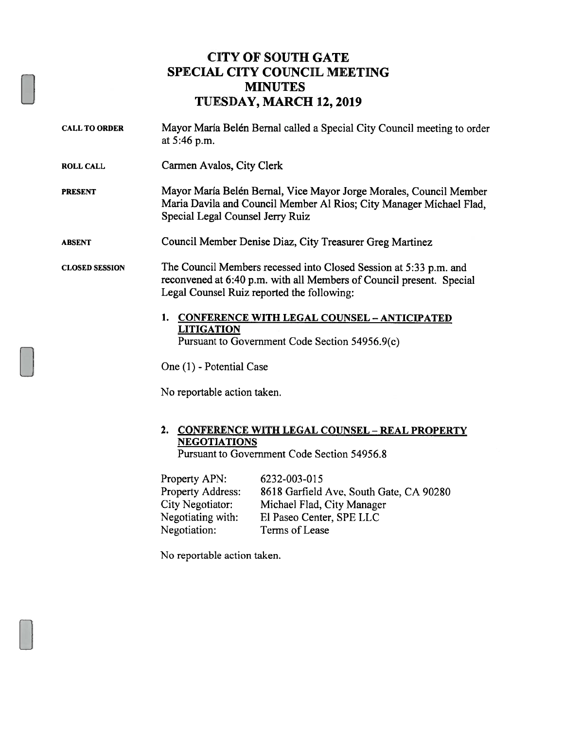# CITY OF SOUTH GATE
# SPECIAL CITY COUNCIL MEETING
# MINUTES
# TUESDAY, MARCH 12, 2019

**CALL TO ORDER** Mayor María Belén Bernal called a Special City Council meeting to order at 5:46 p.m.

**ROLL CALL** Carmen Avalos, City Clerk

**PRESENT** Mayor María Belén Bernal, Vice Mayor Jorge Morales, Council Member Maria Davila and Council Member Al Rios; City Manager Michael Flad, Special Legal Counsel Jerry Ruiz

**ABSENT** Council Member Denise Diaz, City Treasurer Greg Martinez

**CLOSED SESSION** The Council Members recessed into Closed Session at 5:33 p.m. and reconvened at 6:40 p.m. with all Members of Council present. Special Legal Counsel Ruiz reported the following:

1. **CONFERENCE WITH LEGAL COUNSEL – ANTICIPATED LITIGATION**
   Pursuant to Government Code Section 54956.9(c)

One (1) - Potential Case

No reportable action taken.

2. **CONFERENCE WITH LEGAL COUNSEL – REAL PROPERTY NEGOTIATIONS**
   Pursuant to Government Code Section 54956.8

| | |
|---|---|
| Property APN: | 6232-003-015 |
| Property Address: | 8618 Garfield Ave, South Gate, CA 90280 |
| City Negotiator: | Michael Flad, City Manager |
| Negotiating with: | El Paseo Center, SPE LLC |
| Negotiation: | Terms of Lease |

No reportable action taken.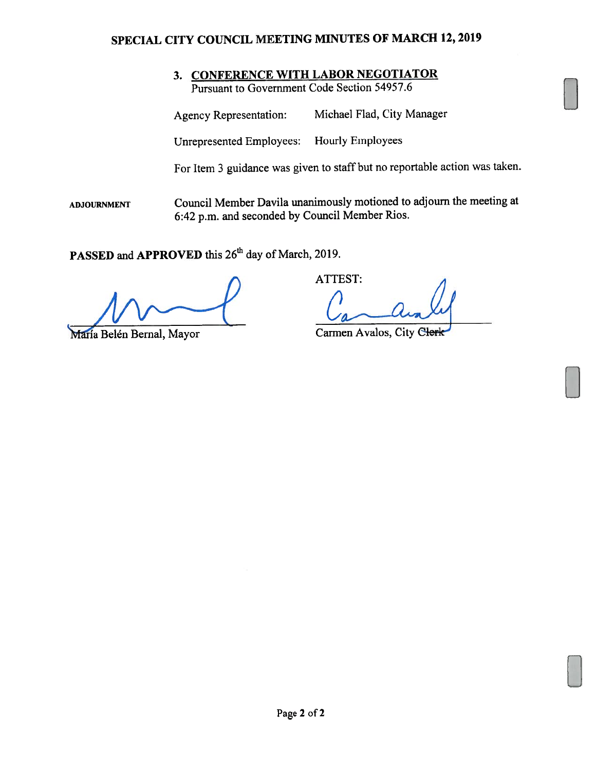### 3. CONFERENCE WITH LABOR NEGOTIATOR

Pursuant to Government Code Section 54957.6

Agency Representation: Michael Flad, City Manager

Unrepresented Employees: Hourly Employees

For Item 3 guidance was given to staff but no reportable action was taken.

**ADJOURNMENT** Council Member Davila unanimously motioned to adjourn the meeting at 6:42 p.m. and seconded by Council Member Rios.

**PASSED** and **APPROVED** this 26th day of March, 2019.

María Belén Bernal, Mayor

ATTEST:

Carmen Avalos, City Clerk